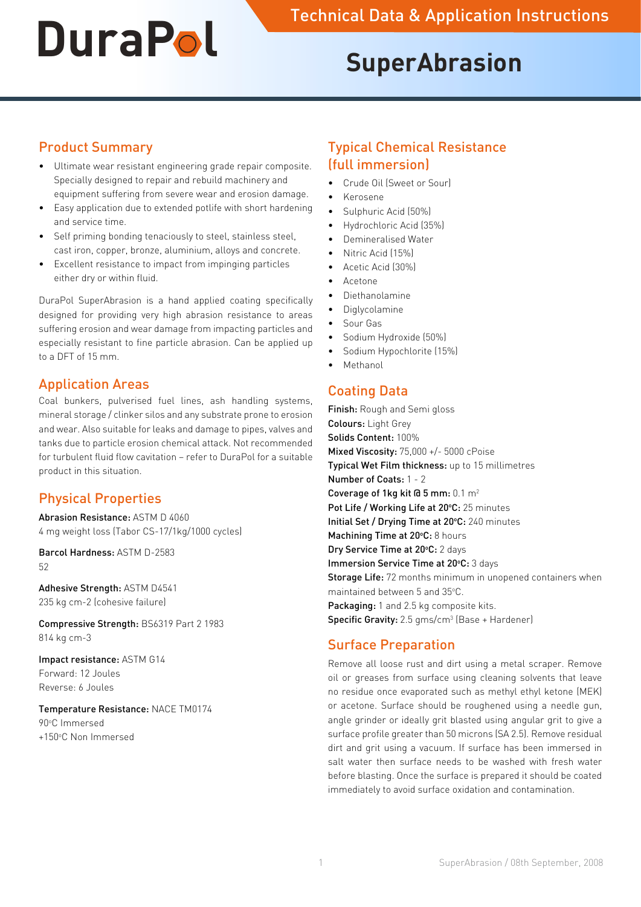# DuraPol

Technical Data & Application Instructions

# SuperAbrasion

## Product Summary

- Ultimate wear resistant engineering grade repair composite. Specially designed to repair and rebuild machinery and equipment suffering from severe wear and erosion damage.
- Easy application due to extended potlife with short hardening and service time.
- Self priming bonding tenaciously to steel, stainless steel, cast iron, copper, bronze, aluminium, alloys and concrete.
- Excellent resistance to impact from impinging particles either dry or within fluid.

DuraPol SuperAbrasion is a hand applied coating specifically designed for providing very high abrasion resistance to areas suffering erosion and wear damage from impacting particles and especially resistant to fine particle abrasion. Can be applied up to a DFT of 15 mm.

## Application Areas

Coal bunkers, pulverised fuel lines, ash handling systems, mineral storage / clinker silos and any substrate prone to erosion and wear. Also suitable for leaks and damage to pipes, valves and tanks due to particle erosion chemical attack. Not recommended for turbulent fluid flow cavitation – refer to DuraPol for a suitable product in this situation.

## Physical Properties

**Abrasion Resistance:** ASTM D 4060
4 mg weight loss (Tabor CS-17/1kg/1000 cycles)

**Barcol Hardness:** ASTM D-2583
52

**Adhesive Strength:** ASTM D4541
235 kg cm-2 (cohesive failure)

**Compressive Strength:** BS6319 Part 2 1983
814 kg cm-3

**Impact resistance:** ASTM G14
Forward: 12 Joules
Reverse: 6 Joules

**Temperature Resistance:** NACE TM0174
90°C Immersed
+150°C Non Immersed

## Typical Chemical Resistance (full immersion)

- Crude Oil (Sweet or Sour)
- Kerosene
- Sulphuric Acid (50%)
- Hydrochloric Acid (35%)
- Demineralised Water
- Nitric Acid (15%)
- Acetic Acid (30%)
- Acetone
- Diethanolamine
- Diglycolamine
- Sour Gas
- Sodium Hydroxide (50%)
- Sodium Hypochlorite (15%)
- Methanol

## Coating Data

**Finish:** Rough and Semi gloss
**Colours:** Light Grey
**Solids Content:** 100%
**Mixed Viscosity:** 75,000 +/- 5000 cPoise
**Typical Wet Film thickness:** up to 15 millimetres
**Number of Coats:** 1 - 2
**Coverage of 1kg kit @ 5 mm:** 0.1 $m^2$
**Pot Life / Working Life at 20°C:** 25 minutes
**Initial Set / Drying Time at 20°C:** 240 minutes
**Machining Time at 20°C:** 8 hours
**Dry Service Time at 20°C:** 2 days
**Immersion Service Time at 20°C:** 3 days
**Storage Life:** 72 months minimum in unopened containers when maintained between 5 and 35°C.
**Packaging:** 1 and 2.5 kg composite kits.
**Specific Gravity:** 2.5 gms/$cm^3$ (Base + Hardener)

## Surface Preparation

Remove all loose rust and dirt using a metal scraper. Remove oil or greases from surface using cleaning solvents that leave no residue once evaporated such as methyl ethyl ketone (MEK) or acetone. Surface should be roughened using a needle gun, angle grinder or ideally grit blasted using angular grit to give a surface profile greater than 50 microns (SA 2.5). Remove residual dirt and grit using a vacuum. If surface has been immersed in salt water then surface needs to be washed with fresh water before blasting. Once the surface is prepared it should be coated immediately to avoid surface oxidation and contamination.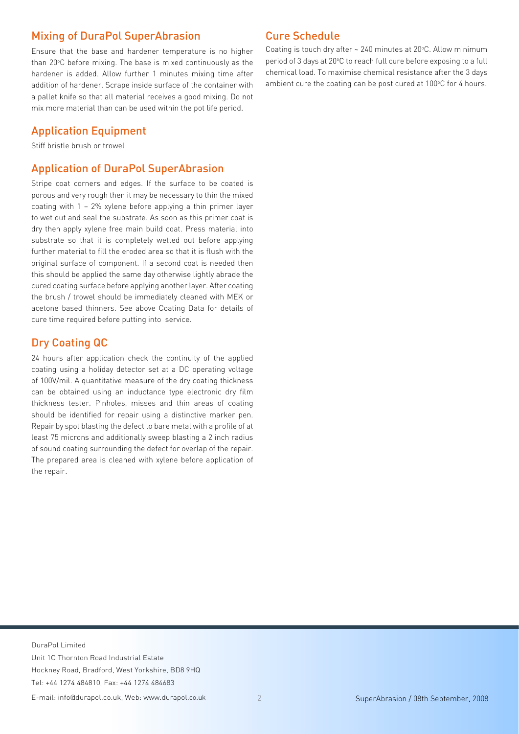## Mixing of DuraPol SuperAbrasion

Ensure that the base and hardener temperature is no higher than 20°C before mixing. The base is mixed continuously as the hardener is added. Allow further 1 minutes mixing time after addition of hardener. Scrape inside surface of the container with a pallet knife so that all material receives a good mixing. Do not mix more material than can be used within the pot life period.

## Application Equipment

Stiff bristle brush or trowel

## Application of DuraPol SuperAbrasion

Stripe coat corners and edges. If the surface to be coated is porous and very rough then it may be necessary to thin the mixed coating with 1 – 2% xylene before applying a thin primer layer to wet out and seal the substrate. As soon as this primer coat is dry then apply xylene free main build coat. Press material into substrate so that it is completely wetted out before applying further material to fill the eroded area so that it is flush with the original surface of component. If a second coat is needed then this should be applied the same day otherwise lightly abrade the cured coating surface before applying another layer. After coating the brush / trowel should be immediately cleaned with MEK or acetone based thinners. See above Coating Data for details of cure time required before putting into service.

## Dry Coating QC

24 hours after application check the continuity of the applied coating using a holiday detector set at a DC operating voltage of 100V/mil. A quantitative measure of the dry coating thickness can be obtained using an inductance type electronic dry film thickness tester. Pinholes, misses and thin areas of coating should be identified for repair using a distinctive marker pen. Repair by spot blasting the defect to bare metal with a profile of at least 75 microns and additionally sweep blasting a 2 inch radius of sound coating surrounding the defect for overlap of the repair. The prepared area is cleaned with xylene before application of the repair.

## Cure Schedule

Coating is touch dry after ~ 240 minutes at 20°C. Allow minimum period of 3 days at 20°C to reach full cure before exposing to a full chemical load. To maximise chemical resistance after the 3 days ambient cure the coating can be post cured at 100°C for 4 hours.

DuraPol Limited
Unit 1C Thornton Road Industrial Estate
Hockney Road, Bradford, West Yorkshire, BD8 9HQ
Tel: +44 1274 484810, Fax: +44 1274 484683
E-mail: info@durapol.co.uk, Web: www.durapol.co.uk

SuperAbrasion / 08th September, 2008